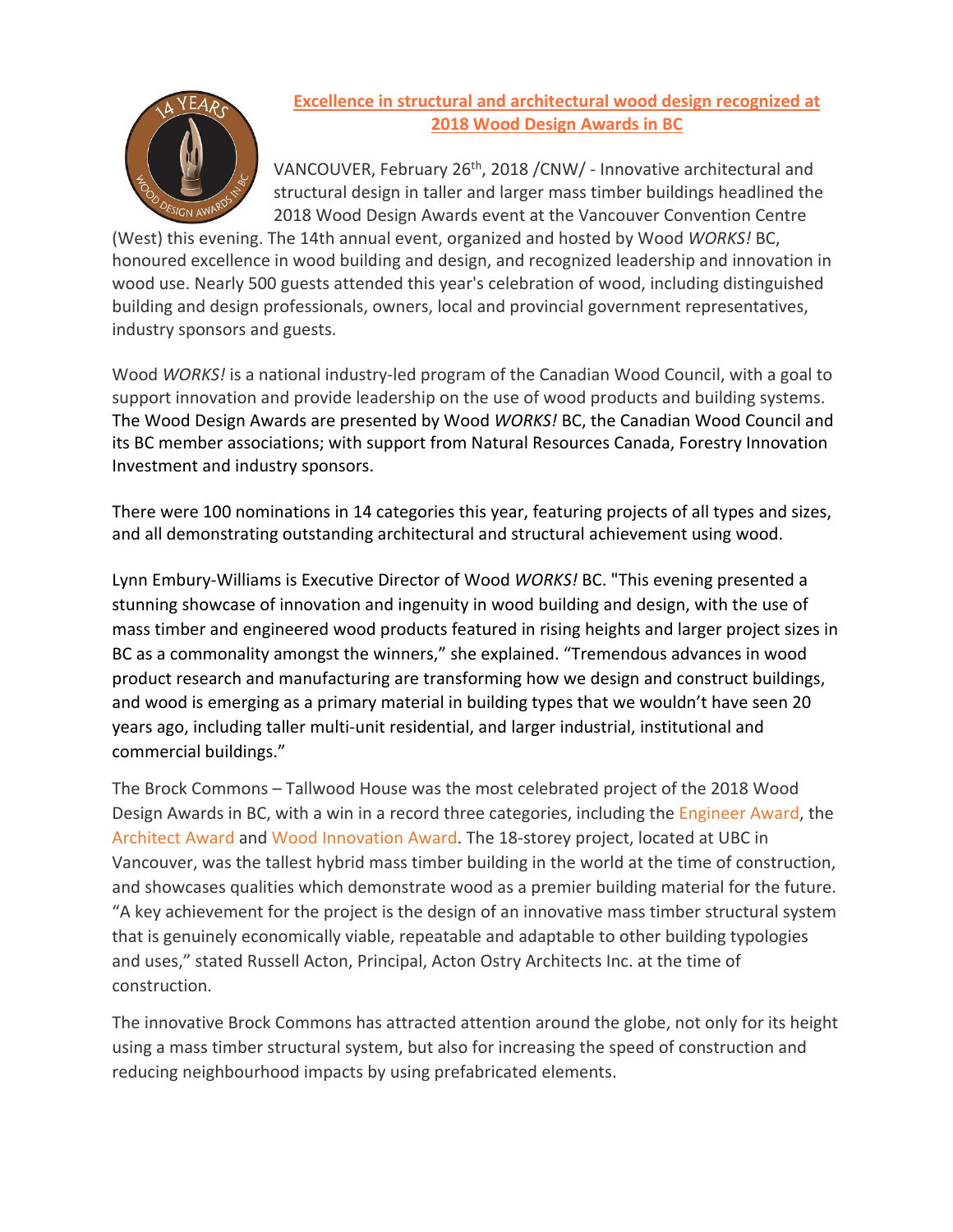# Excellence in structural and architectural wood design recognized at 2018 Wood Design Awards in BC

VANCOUVER, February 26th, 2018 /CNW/ - Innovative architectural and structural design in taller and larger mass timber buildings headlined the 2018 Wood Design Awards event at the Vancouver Convention Centre (West) this evening. The 14th annual event, organized and hosted by Wood *WORKS!* BC, honoured excellence in wood building and design, and recognized leadership and innovation in wood use. Nearly 500 guests attended this year's celebration of wood, including distinguished building and design professionals, owners, local and provincial government representatives, industry sponsors and guests.

Wood *WORKS!* is a national industry-led program of the Canadian Wood Council, with a goal to support innovation and provide leadership on the use of wood products and building systems. The Wood Design Awards are presented by Wood *WORKS!* BC, the Canadian Wood Council and its BC member associations; with support from Natural Resources Canada, Forestry Innovation Investment and industry sponsors.

There were 100 nominations in 14 categories this year, featuring projects of all types and sizes, and all demonstrating outstanding architectural and structural achievement using wood.

Lynn Embury-Williams is Executive Director of Wood *WORKS!* BC. "This evening presented a stunning showcase of innovation and ingenuity in wood building and design, with the use of mass timber and engineered wood products featured in rising heights and larger project sizes in BC as a commonality amongst the winners," she explained. "Tremendous advances in wood product research and manufacturing are transforming how we design and construct buildings, and wood is emerging as a primary material in building types that we wouldn't have seen 20 years ago, including taller multi-unit residential, and larger industrial, institutional and commercial buildings."

The Brock Commons – Tallwood House was the most celebrated project of the 2018 Wood Design Awards in BC, with a win in a record three categories, including the Engineer Award, the Architect Award and Wood Innovation Award. The 18-storey project, located at UBC in Vancouver, was the tallest hybrid mass timber building in the world at the time of construction, and showcases qualities which demonstrate wood as a premier building material for the future. "A key achievement for the project is the design of an innovative mass timber structural system that is genuinely economically viable, repeatable and adaptable to other building typologies and uses," stated Russell Acton, Principal, Acton Ostry Architects Inc. at the time of construction.

The innovative Brock Commons has attracted attention around the globe, not only for its height using a mass timber structural system, but also for increasing the speed of construction and reducing neighbourhood impacts by using prefabricated elements.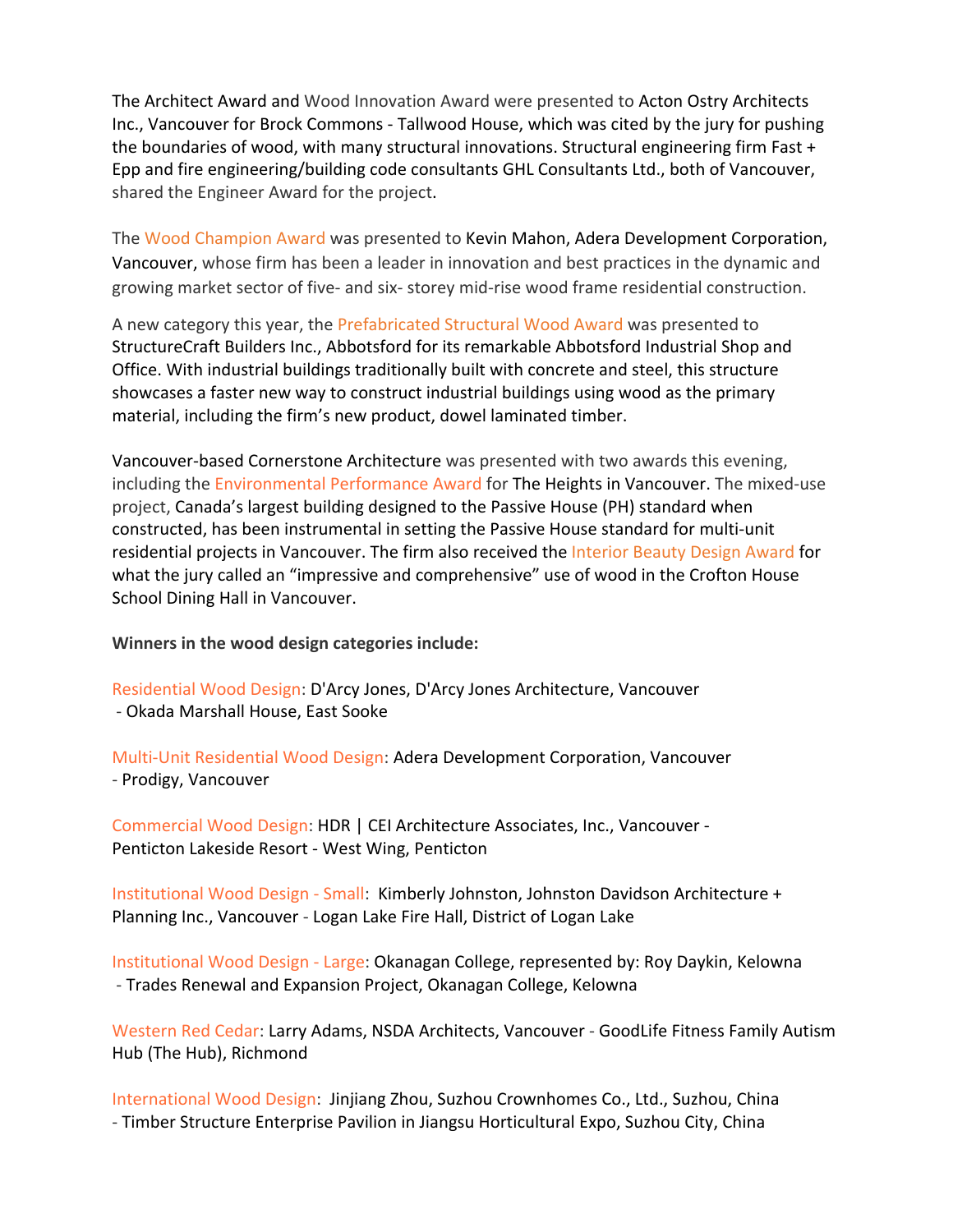The Architect Award and Wood Innovation Award were presented to Acton Ostry Architects Inc., Vancouver for Brock Commons - Tallwood House, which was cited by the jury for pushing the boundaries of wood, with many structural innovations. Structural engineering firm Fast + Epp and fire engineering/building code consultants GHL Consultants Ltd., both of Vancouver, shared the Engineer Award for the project.

The Wood Champion Award was presented to Kevin Mahon, Adera Development Corporation, Vancouver, whose firm has been a leader in innovation and best practices in the dynamic and growing market sector of five- and six- storey mid-rise wood frame residential construction.

A new category this year, the Prefabricated Structural Wood Award was presented to StructureCraft Builders Inc., Abbotsford for its remarkable Abbotsford Industrial Shop and Office. With industrial buildings traditionally built with concrete and steel, this structure showcases a faster new way to construct industrial buildings using wood as the primary material, including the firm's new product, dowel laminated timber.

Vancouver-based Cornerstone Architecture was presented with two awards this evening, including the Environmental Performance Award for The Heights in Vancouver. The mixed-use project, Canada's largest building designed to the Passive House (PH) standard when constructed, has been instrumental in setting the Passive House standard for multi-unit residential projects in Vancouver. The firm also received the Interior Beauty Design Award for what the jury called an "impressive and comprehensive" use of wood in the Crofton House School Dining Hall in Vancouver.

**Winners in the wood design categories include:**

Residential Wood Design: D'Arcy Jones, D'Arcy Jones Architecture, Vancouver
- Okada Marshall House, East Sooke

Multi-Unit Residential Wood Design: Adera Development Corporation, Vancouver
- Prodigy, Vancouver

Commercial Wood Design: HDR | CEI Architecture Associates, Inc., Vancouver - Penticton Lakeside Resort - West Wing, Penticton

Institutional Wood Design - Small: Kimberly Johnston, Johnston Davidson Architecture + Planning Inc., Vancouver - Logan Lake Fire Hall, District of Logan Lake

Institutional Wood Design - Large: Okanagan College, represented by: Roy Daykin, Kelowna
- Trades Renewal and Expansion Project, Okanagan College, Kelowna

Western Red Cedar: Larry Adams, NSDA Architects, Vancouver - GoodLife Fitness Family Autism Hub (The Hub), Richmond

International Wood Design: Jinjiang Zhou, Suzhou Crownhomes Co., Ltd., Suzhou, China
- Timber Structure Enterprise Pavilion in Jiangsu Horticultural Expo, Suzhou City, China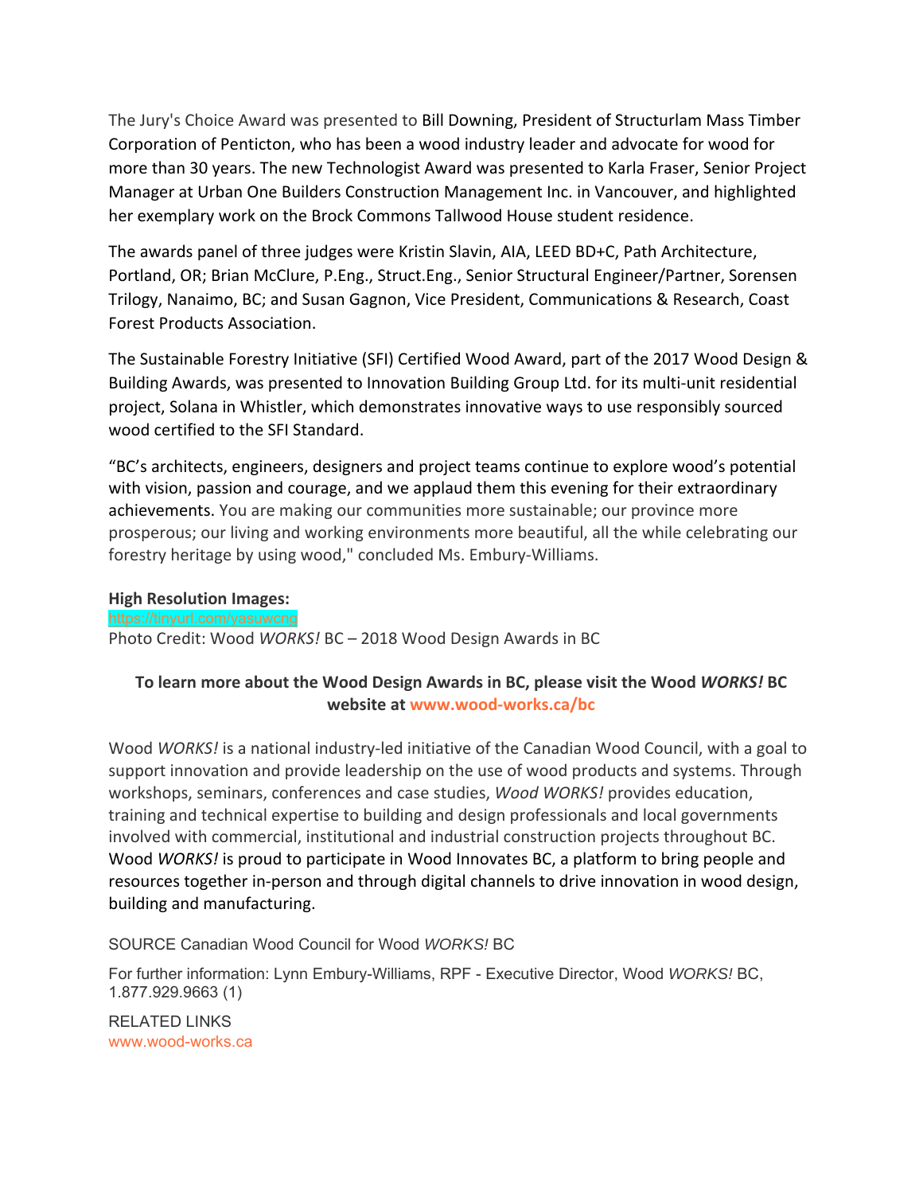The Jury's Choice Award was presented to Bill Downing, President of Structurlam Mass Timber Corporation of Penticton, who has been a wood industry leader and advocate for wood for more than 30 years. The new Technologist Award was presented to Karla Fraser, Senior Project Manager at Urban One Builders Construction Management Inc. in Vancouver, and highlighted her exemplary work on the Brock Commons Tallwood House student residence.

The awards panel of three judges were Kristin Slavin, AIA, LEED BD+C, Path Architecture, Portland, OR; Brian McClure, P.Eng., Struct.Eng., Senior Structural Engineer/Partner, Sorensen Trilogy, Nanaimo, BC; and Susan Gagnon, Vice President, Communications & Research, Coast Forest Products Association.

The Sustainable Forestry Initiative (SFI) Certified Wood Award, part of the 2017 Wood Design & Building Awards, was presented to Innovation Building Group Ltd. for its multi-unit residential project, Solana in Whistler, which demonstrates innovative ways to use responsibly sourced wood certified to the SFI Standard.

"BC's architects, engineers, designers and project teams continue to explore wood's potential with vision, passion and courage, and we applaud them this evening for their extraordinary achievements. You are making our communities more sustainable; our province more prosperous; our living and working environments more beautiful, all the while celebrating our forestry heritage by using wood," concluded Ms. Embury-Williams.

**High Resolution Images:**
https://tinyurl.com/yasuwcnq
Photo Credit: Wood *WORKS!* BC – 2018 Wood Design Awards in BC

**To learn more about the Wood Design Awards in BC, please visit the Wood *WORKS!* BC website at www.wood-works.ca/bc**

Wood *WORKS!* is a national industry-led initiative of the Canadian Wood Council, with a goal to support innovation and provide leadership on the use of wood products and systems. Through workshops, seminars, conferences and case studies, *Wood WORKS!* provides education, training and technical expertise to building and design professionals and local governments involved with commercial, institutional and industrial construction projects throughout BC. Wood *WORKS!* is proud to participate in Wood Innovates BC, a platform to bring people and resources together in-person and through digital channels to drive innovation in wood design, building and manufacturing.

SOURCE Canadian Wood Council for Wood *WORKS!* BC

For further information: Lynn Embury-Williams, RPF - Executive Director, Wood *WORKS!* BC, 1.877.929.9663 (1)

RELATED LINKS
www.wood-works.ca